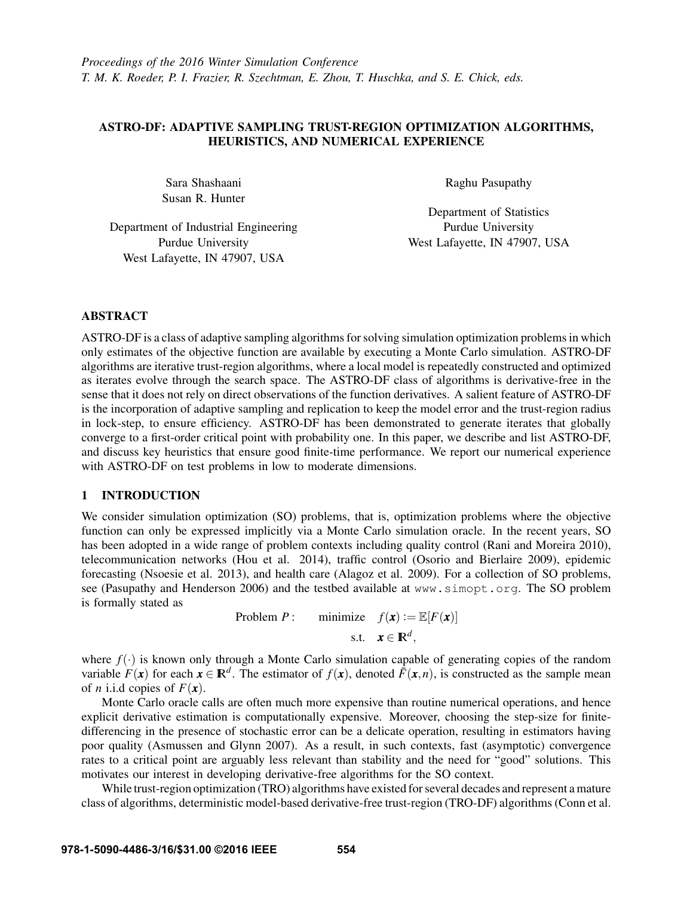*Proceedings of the 2016 Winter Simulation Conference*
*T. M. K. Roeder, P. I. Frazier, R. Szechtman, E. Zhou, T. Huschka, and S. E. Chick, eds.*

# ASTRO-DF: ADAPTIVE SAMPLING TRUST-REGION OPTIMIZATION ALGORITHMS, HEURISTICS, AND NUMERICAL EXPERIENCE

Sara Shashaani
Susan R. Hunter

Department of Industrial Engineering
Purdue University
West Lafayette, IN 47907, USA

Raghu Pasupathy

Department of Statistics
Purdue University
West Lafayette, IN 47907, USA

## ABSTRACT

ASTRO-DF is a class of adaptive sampling algorithms for solving simulation optimization problems in which only estimates of the objective function are available by executing a Monte Carlo simulation. ASTRO-DF algorithms are iterative trust-region algorithms, where a local model is repeatedly constructed and optimized as iterates evolve through the search space. The ASTRO-DF class of algorithms is derivative-free in the sense that it does not rely on direct observations of the function derivatives. A salient feature of ASTRO-DF is the incorporation of adaptive sampling and replication to keep the model error and the trust-region radius in lock-step, to ensure efficiency. ASTRO-DF has been demonstrated to generate iterates that globally converge to a first-order critical point with probability one. In this paper, we describe and list ASTRO-DF, and discuss key heuristics that ensure good finite-time performance. We report our numerical experience with ASTRO-DF on test problems in low to moderate dimensions.

## 1 INTRODUCTION

We consider simulation optimization (SO) problems, that is, optimization problems where the objective function can only be expressed implicitly via a Monte Carlo simulation oracle. In the recent years, SO has been adopted in a wide range of problem contexts including quality control (Rani and Moreira 2010), telecommunication networks (Hou et al. 2014), traffic control (Osorio and Bierlaire 2009), epidemic forecasting (Nsoesie et al. 2013), and health care (Alagoz et al. 2009). For a collection of SO problems, see (Pasupathy and Henderson 2006) and the testbed available at `www.simopt.org`. The SO problem is formally stated as

$$\text{Problem } P: \qquad \text{minimize} \quad f(\boldsymbol{x}) := \mathbb{E}[F(\boldsymbol{x})]$$
$$\text{s.t.} \quad \boldsymbol{x} \in \mathbb{R}^d,$$

where $f(\cdot)$ is known only through a Monte Carlo simulation capable of generating copies of the random variable $F(\boldsymbol{x})$ for each $\boldsymbol{x} \in \mathbb{R}^d$. The estimator of $f(\boldsymbol{x})$, denoted $\bar{F}(\boldsymbol{x}, n)$, is constructed as the sample mean of $n$ i.i.d copies of $F(\boldsymbol{x})$.

Monte Carlo oracle calls are often much more expensive than routine numerical operations, and hence explicit derivative estimation is computationally expensive. Moreover, choosing the step-size for finite-differencing in the presence of stochastic error can be a delicate operation, resulting in estimators having poor quality (Asmussen and Glynn 2007). As a result, in such contexts, fast (asymptotic) convergence rates to a critical point are arguably less relevant than stability and the need for "good" solutions. This motivates our interest in developing derivative-free algorithms for the SO context.

While trust-region optimization (TRO) algorithms have existed for several decades and represent a mature class of algorithms, deterministic model-based derivative-free trust-region (TRO-DF) algorithms (Conn et al.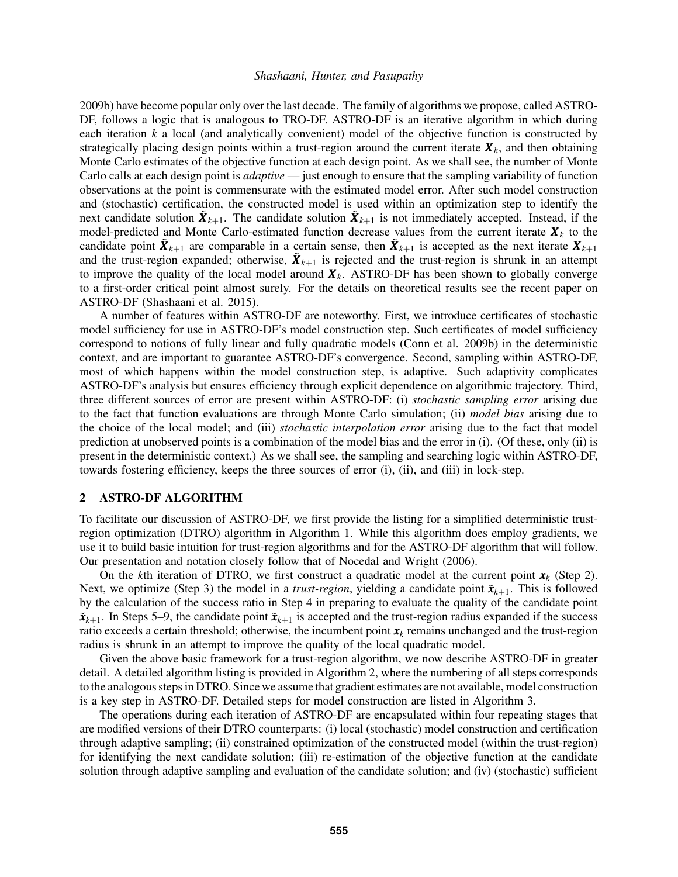2009b) have become popular only over the last decade. The family of algorithms we propose, called ASTRO-DF, follows a logic that is analogous to TRO-DF. ASTRO-DF is an iterative algorithm in which during each iteration $k$ a local (and analytically convenient) model of the objective function is constructed by strategically placing design points within a trust-region around the current iterate $\boldsymbol{X}_k$, and then obtaining Monte Carlo estimates of the objective function at each design point. As we shall see, the number of Monte Carlo calls at each design point is *adaptive* — just enough to ensure that the sampling variability of function observations at the point is commensurate with the estimated model error. After such model construction and (stochastic) certification, the constructed model is used within an optimization step to identify the next candidate solution $\tilde{\boldsymbol{X}}_{k+1}$. The candidate solution $\tilde{\boldsymbol{X}}_{k+1}$ is not immediately accepted. Instead, if the model-predicted and Monte Carlo-estimated function decrease values from the current iterate $\boldsymbol{X}_k$ to the candidate point $\tilde{\boldsymbol{X}}_{k+1}$ are comparable in a certain sense, then $\tilde{\boldsymbol{X}}_{k+1}$ is accepted as the next iterate $\boldsymbol{X}_{k+1}$ and the trust-region expanded; otherwise, $\tilde{\boldsymbol{X}}_{k+1}$ is rejected and the trust-region is shrunk in an attempt to improve the quality of the local model around $\boldsymbol{X}_k$. ASTRO-DF has been shown to globally converge to a first-order critical point almost surely. For the details on theoretical results see the recent paper on ASTRO-DF (Shashaani et al. 2015).

A number of features within ASTRO-DF are noteworthy. First, we introduce certificates of stochastic model sufficiency for use in ASTRO-DF's model construction step. Such certificates of model sufficiency correspond to notions of fully linear and fully quadratic models (Conn et al. 2009b) in the deterministic context, and are important to guarantee ASTRO-DF's convergence. Second, sampling within ASTRO-DF, most of which happens within the model construction step, is adaptive. Such adaptivity complicates ASTRO-DF's analysis but ensures efficiency through explicit dependence on algorithmic trajectory. Third, three different sources of error are present within ASTRO-DF: (i) *stochastic sampling error* arising due to the fact that function evaluations are through Monte Carlo simulation; (ii) *model bias* arising due to the choice of the local model; and (iii) *stochastic interpolation error* arising due to the fact that model prediction at unobserved points is a combination of the model bias and the error in (i). (Of these, only (ii) is present in the deterministic context.) As we shall see, the sampling and searching logic within ASTRO-DF, towards fostering efficiency, keeps the three sources of error (i), (ii), and (iii) in lock-step.

## 2 ASTRO-DF ALGORITHM

To facilitate our discussion of ASTRO-DF, we first provide the listing for a simplified deterministic trust-region optimization (DTRO) algorithm in Algorithm 1. While this algorithm does employ gradients, we use it to build basic intuition for trust-region algorithms and for the ASTRO-DF algorithm that will follow. Our presentation and notation closely follow that of Nocedal and Wright (2006).

On the $k$th iteration of DTRO, we first construct a quadratic model at the current point $\boldsymbol{x}_k$ (Step 2). Next, we optimize (Step 3) the model in a *trust-region*, yielding a candidate point $\tilde{\boldsymbol{x}}_{k+1}$. This is followed by the calculation of the success ratio in Step 4 in preparing to evaluate the quality of the candidate point $\tilde{\boldsymbol{x}}_{k+1}$. In Steps 5–9, the candidate point $\tilde{\boldsymbol{x}}_{k+1}$ is accepted and the trust-region radius expanded if the success ratio exceeds a certain threshold; otherwise, the incumbent point $\boldsymbol{x}_k$ remains unchanged and the trust-region radius is shrunk in an attempt to improve the quality of the local quadratic model.

Given the above basic framework for a trust-region algorithm, we now describe ASTRO-DF in greater detail. A detailed algorithm listing is provided in Algorithm 2, where the numbering of all steps corresponds to the analogous steps in DTRO. Since we assume that gradient estimates are not available, model construction is a key step in ASTRO-DF. Detailed steps for model construction are listed in Algorithm 3.

The operations during each iteration of ASTRO-DF are encapsulated within four repeating stages that are modified versions of their DTRO counterparts: (i) local (stochastic) model construction and certification through adaptive sampling; (ii) constrained optimization of the constructed model (within the trust-region) for identifying the next candidate solution; (iii) re-estimation of the objective function at the candidate solution through adaptive sampling and evaluation of the candidate solution; and (iv) (stochastic) sufficient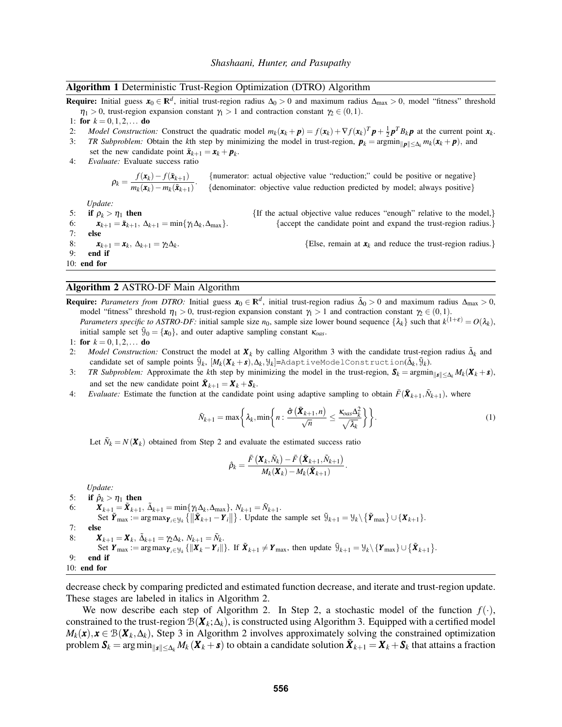**Algorithm 1** Deterministic Trust-Region Optimization (DTRO) Algorithm

**Require:** Initial guess $\boldsymbol{x}_0 \in \mathbb{R}^d$, initial trust-region radius $\Delta_0 > 0$ and maximum radius $\Delta_{\max} > 0$, model "fitness" threshold $\eta_1 > 0$, trust-region expansion constant $\gamma_1 > 1$ and contraction constant $\gamma_2 \in (0,1)$.

1: **for** $k = 0, 1, 2, \ldots$ **do**

2: *Model Construction:* Construct the quadratic model $m_k(\boldsymbol{x}_k + \boldsymbol{p}) = f(\boldsymbol{x}_k) + \nabla f(\boldsymbol{x}_k)^T \boldsymbol{p} + \frac{1}{2}\boldsymbol{p}^T B_k \boldsymbol{p}$ at the current point $\boldsymbol{x}_k$.

3: *TR Subproblem:* Obtain the $k$th step by minimizing the model in trust-region, $\boldsymbol{p}_k = \operatorname{argmin}_{\|\boldsymbol{p}\| \leq \Delta_k} m_k(\boldsymbol{x}_k + \boldsymbol{p})$, and set the new candidate point $\tilde{\boldsymbol{x}}_{k+1} = \boldsymbol{x}_k + \boldsymbol{p}_k$.

4: *Evaluate:* Evaluate success ratio

$$\rho_k = \frac{f(\boldsymbol{x}_k) - f(\tilde{\boldsymbol{x}}_{k+1})}{m_k(\boldsymbol{x}_k) - m_k(\tilde{\boldsymbol{x}}_{k+1})}. \quad \begin{array}{l}\{\text{numerator: actual objective value “reduction;” could be positive or negative}\} \\ \{\text{denominator: objective value reduction predicted by model; always positive}\}\end{array}$$

*Update:*

5: **if** $\rho_k > \eta_1$ **then** {If the actual objective value reduces "enough" relative to the model,}

6: $\boldsymbol{x}_{k+1} = \tilde{\boldsymbol{x}}_{k+1}$, $\Delta_{k+1} = \min\{\gamma_1 \Delta_k, \Delta_{\max}\}$. {accept the candidate point and expand the trust-region radius.}

7: **else**

8: $\boldsymbol{x}_{k+1} = \boldsymbol{x}_k$, $\Delta_{k+1} = \gamma_2 \Delta_k$. {Else, remain at $\boldsymbol{x}_k$ and reduce the trust-region radius.}

9: **end if**

10: **end for**

**Algorithm 2** ASTRO-DF Main Algorithm

**Require:** *Parameters from DTRO:* Initial guess $\boldsymbol{x}_0 \in \mathbb{R}^d$, initial trust-region radius $\tilde{\Delta}_0 > 0$ and maximum radius $\Delta_{\max} > 0$, model "fitness" threshold $\eta_1 > 0$, trust-region expansion constant $\gamma_1 > 1$ and contraction constant $\gamma_2 \in (0,1)$.
*Parameters specific to ASTRO-DF:* initial sample size $n_0$, sample size lower bound sequence $\{\lambda_k\}$ such that $k^{(1+\varepsilon)} = O(\lambda_k)$, initial sample set $\tilde{\mathcal{Y}}_0 = \{\boldsymbol{x}_0\}$, and outer adaptive sampling constant $\kappa_{oas}$.

1: **for** $k = 0, 1, 2, \ldots$ **do**

2: *Model Construction:* Construct the model at $\boldsymbol{X}_k$ by calling Algorithm 3 with the candidate trust-region radius $\tilde{\Delta}_k$ and candidate set of sample points $\tilde{\mathcal{Y}}_k$, $[M_k(\boldsymbol{X}_k + \boldsymbol{s}), \Delta_k, \mathcal{Y}_k]$=`AdaptiveModelConstruction`($\tilde{\Delta}_k, \tilde{\mathcal{Y}}_k$).

3: *TR Subproblem:* Approximate the $k$th step by minimizing the model in the trust-region, $\boldsymbol{S}_k = \operatorname{argmin}_{\|\boldsymbol{s}\| \leq \Delta_k} M_k(\boldsymbol{X}_k + \boldsymbol{s})$, and set the new candidate point $\tilde{\boldsymbol{X}}_{k+1} = \boldsymbol{X}_k + \boldsymbol{S}_k$.

4: *Evaluate:* Estimate the function at the candidate point using adaptive sampling to obtain $\bar{F}(\tilde{\boldsymbol{X}}_{k+1}, \tilde{N}_{k+1})$, where

$$\tilde{N}_{k+1} = \max\left\{\lambda_k, \min\left\{n : \frac{\hat{\sigma}\left(\tilde{\boldsymbol{X}}_{k+1}, n\right)}{\sqrt{n}} \leq \frac{\kappa_{oas}\Delta_k^2}{\sqrt{\lambda_k}}\right\}\right\}. \tag{1}$$

Let $\tilde{N}_k = N(\boldsymbol{X}_k)$ obtained from Step 2 and evaluate the estimated success ratio

$$\hat{\rho}_k = \frac{\bar{F}\left(\boldsymbol{X}_k, \tilde{N}_k\right) - \bar{F}\left(\tilde{\boldsymbol{X}}_{k+1}, \tilde{N}_{k+1}\right)}{M_k(\boldsymbol{X}_k) - M_k(\tilde{\boldsymbol{X}}_{k+1})}.$$

*Update:*

5: **if** $\hat{\rho}_k > \eta_1$ **then**

6: $\boldsymbol{X}_{k+1} = \tilde{\boldsymbol{X}}_{k+1}$, $\tilde{\Delta}_{k+1} = \min\{\gamma_1 \Delta_k, \Delta_{\max}\}$, $N_{k+1} = \tilde{N}_{k+1}$.
Set $\tilde{\boldsymbol{Y}}_{\max} := \arg\max_{\boldsymbol{Y}_i \in \mathcal{Y}_k} \left\{\left\|\tilde{\boldsymbol{X}}_{k+1} - \boldsymbol{Y}_i\right\|\right\}$. Update the sample set $\tilde{\mathcal{Y}}_{k+1} = \mathcal{Y}_k \setminus \{\tilde{\boldsymbol{Y}}_{\max}\} \cup \{\boldsymbol{X}_{k+1}\}$.

7: **else**

8: $\boldsymbol{X}_{k+1} = \boldsymbol{X}_k$, $\tilde{\Delta}_{k+1} = \gamma_2 \Delta_k$, $N_{k+1} = \tilde{N}_k$.
Set $\boldsymbol{Y}_{\max} := \arg\max_{\boldsymbol{Y}_i \in \mathcal{Y}_k} \{\|\boldsymbol{X}_k - \boldsymbol{Y}_i\|\}$. If $\tilde{\boldsymbol{X}}_{k+1} \neq \boldsymbol{Y}_{\max}$, then update $\tilde{\mathcal{Y}}_{k+1} = \mathcal{Y}_k \setminus \{\boldsymbol{Y}_{\max}\} \cup \{\tilde{\boldsymbol{X}}_{k+1}\}$.

9: **end if**

10: **end for**

decrease check by comparing predicted and estimated function decrease, and iterate and trust-region update. These stages are labeled in italics in Algorithm 2.

We now describe each step of Algorithm 2. In Step 2, a stochastic model of the function $f(\cdot)$, constrained to the trust-region $\mathcal{B}(\boldsymbol{X}_k; \Delta_k)$, is constructed using Algorithm 3. Equipped with a certified model $M_k(\boldsymbol{x}), \boldsymbol{x} \in \mathcal{B}(\boldsymbol{X}_k, \Delta_k)$, Step 3 in Algorithm 2 involves approximately solving the constrained optimization problem $\boldsymbol{S}_k = \arg\min_{\|\boldsymbol{s}\| \leq \Delta_k} M_k(\boldsymbol{X}_k + \boldsymbol{s})$ to obtain a candidate solution $\tilde{\boldsymbol{X}}_{k+1} = \boldsymbol{X}_k + \boldsymbol{S}_k$ that attains a fraction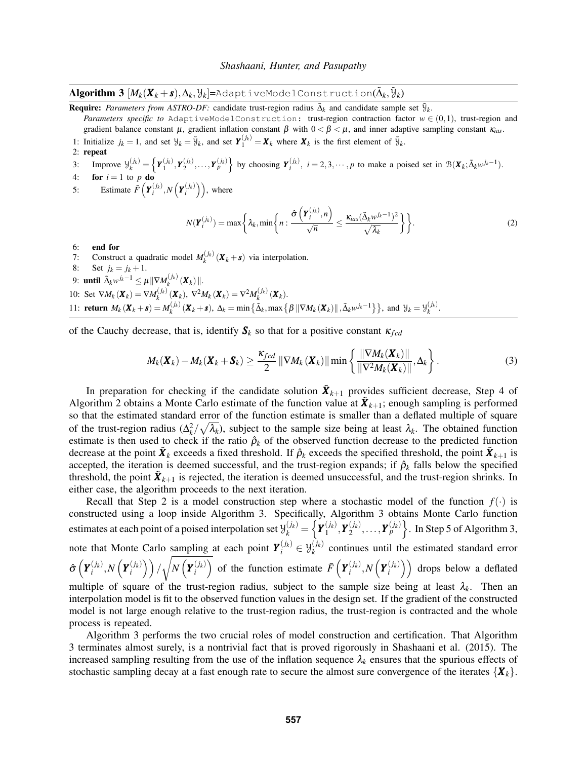**Algorithm 3** $[M_k(\boldsymbol{X}_k+\boldsymbol{s}),\Delta_k,\mathcal{Y}_k]$=`AdaptiveModelConstruction`$(\tilde{\Delta}_k,\tilde{\mathcal{Y}}_k)$

**Require:** *Parameters from ASTRO-DF:* candidate trust-region radius $\tilde{\Delta}_k$ and candidate sample set $\tilde{\mathcal{Y}}_k$.
*Parameters specific to* `AdaptiveModelConstruction`: trust-region contraction factor $w \in (0,1)$, trust-region and gradient balance constant $\mu$, gradient inflation constant $\beta$ with $0<\beta<\mu$, and inner adaptive sampling constant $\kappa_{ias}$.

1: Initialize $j_k = 1$, and set $\mathcal{Y}_k = \tilde{\mathcal{Y}}_k$, and set $\boldsymbol{Y}_1^{(j_k)} = \boldsymbol{X}_k$ where $\boldsymbol{X}_k$ is the first element of $\tilde{\mathcal{Y}}_k$.
2: **repeat**
3: Improve $\mathcal{Y}_k^{(j_k)} = \left\{\boldsymbol{Y}_1^{(j_k)},\boldsymbol{Y}_2^{(j_k)},\ldots,\boldsymbol{Y}_p^{(j_k)}\right\}$ by choosing $\boldsymbol{Y}_i^{(j_k)},\ i=2,3,\cdots,p$ to make a poised set in $\mathcal{B}(\boldsymbol{X}_k;\tilde{\Delta}_k w^{j_k-1})$.
4: **for** $i=1$ to $p$ **do**
5: Estimate $\bar{F}\left(\boldsymbol{Y}_i^{(j_k)},N\left(\boldsymbol{Y}_i^{(j_k)}\right)\right)$, where

$$N(\boldsymbol{Y}_i^{(j_k)}) = \max\left\{\lambda_k, \min\left\{n : \frac{\hat{\sigma}\left(\boldsymbol{Y}_i^{(j_k)},n\right)}{\sqrt{n}} \leq \frac{\kappa_{ias}(\tilde{\Delta}_k w^{j_k-1})^2}{\sqrt{\lambda_k}}\right\}\right\}. \tag{2}$$

6: **end for**
7: Construct a quadratic model $M_k^{(j_k)}(\boldsymbol{X}_k+\boldsymbol{s})$ via interpolation.
8: Set $j_k = j_k+1$.
9: **until** $\tilde{\Delta}_k w^{j_k-1} \leq \mu \|\nabla M_k^{(j_k)}(\boldsymbol{X}_k)\|$.
10: Set $\nabla M_k(\boldsymbol{X}_k) = \nabla M_k^{(j_k)}(\boldsymbol{X}_k)$, $\nabla^2 M_k(\boldsymbol{X}_k) = \nabla^2 M_k^{(j_k)}(\boldsymbol{X}_k)$.
11: **return** $M_k(\boldsymbol{X}_k+\boldsymbol{s}) = M_k^{(j_k)}(\boldsymbol{X}_k+\boldsymbol{s})$, $\Delta_k = \min\left\{\tilde{\Delta}_k, \max\left\{\beta\|\nabla M_k(\boldsymbol{X}_k)\|, \tilde{\Delta}_k w^{j_k-1}\right\}\right\}$, and $\mathcal{Y}_k = \mathcal{Y}_k^{(j_k)}$.

of the Cauchy decrease, that is, identify $\boldsymbol{S}_k$ so that for a positive constant $\kappa_{fcd}$

$$M_k(\boldsymbol{X}_k) - M_k(\boldsymbol{X}_k+\boldsymbol{S}_k) \geq \frac{\kappa_{fcd}}{2}\|\nabla M_k(\boldsymbol{X}_k)\| \min\left\{\frac{\|\nabla M_k(\boldsymbol{X}_k)\|}{\|\nabla^2 M_k(\boldsymbol{X}_k)\|}, \Delta_k\right\}. \tag{3}$$

In preparation for checking if the candidate solution $\tilde{\boldsymbol{X}}_{k+1}$ provides sufficient decrease, Step 4 of Algorithm 2 obtains a Monte Carlo estimate of the function value at $\tilde{\boldsymbol{X}}_{k+1}$; enough sampling is performed so that the estimated standard error of the function estimate is smaller than a deflated multiple of square of the trust-region radius ($\Delta_k^2/\sqrt{\lambda_k}$), subject to the sample size being at least $\lambda_k$. The obtained function estimate is then used to check if the ratio $\hat{\rho}_k$ of the observed function decrease to the predicted function decrease at the point $\tilde{\boldsymbol{X}}_k$ exceeds a fixed threshold. If $\hat{\rho}_k$ exceeds the specified threshold, the point $\tilde{\boldsymbol{X}}_{k+1}$ is accepted, the iteration is deemed successful, and the trust-region expands; if $\hat{\rho}_k$ falls below the specified threshold, the point $\tilde{\boldsymbol{X}}_{k+1}$ is rejected, the iteration is deemed unsuccessful, and the trust-region shrinks. In either case, the algorithm proceeds to the next iteration.

Recall that Step 2 is a model construction step where a stochastic model of the function $f(\cdot)$ is constructed using a loop inside Algorithm 3. Specifically, Algorithm 3 obtains Monte Carlo function estimates at each point of a poised interpolation set $\mathcal{Y}_k^{(j_k)} = \left\{\boldsymbol{Y}_1^{(j_k)},\boldsymbol{Y}_2^{(j_k)},\ldots,\boldsymbol{Y}_p^{(j_k)}\right\}$. In Step 5 of Algorithm 3, note that Monte Carlo sampling at each point $\boldsymbol{Y}_i^{(j_k)} \in \mathcal{Y}_k^{(j_k)}$ continues until the estimated standard error $\hat{\sigma}\left(\boldsymbol{Y}_i^{(j_k)},N\left(\boldsymbol{Y}_i^{(j_k)}\right)\right)/\sqrt{N\left(\boldsymbol{Y}_i^{(j_k)}\right)}$ of the function estimate $\bar{F}\left(\boldsymbol{Y}_i^{(j_k)},N\left(\boldsymbol{Y}_i^{(j_k)}\right)\right)$ drops below a deflated multiple of square of the trust-region radius, subject to the sample size being at least $\lambda_k$. Then an interpolation model is fit to the observed function values in the design set. If the gradient of the constructed model is not large enough relative to the trust-region radius, the trust-region is contracted and the whole process is repeated.

Algorithm 3 performs the two crucial roles of model construction and certification. That Algorithm 3 terminates almost surely, is a nontrivial fact that is proved rigorously in Shashaani et al. (2015). The increased sampling resulting from the use of the inflation sequence $\lambda_k$ ensures that the spurious effects of stochastic sampling decay at a fast enough rate to secure the almost sure convergence of the iterates $\{\boldsymbol{X}_k\}$.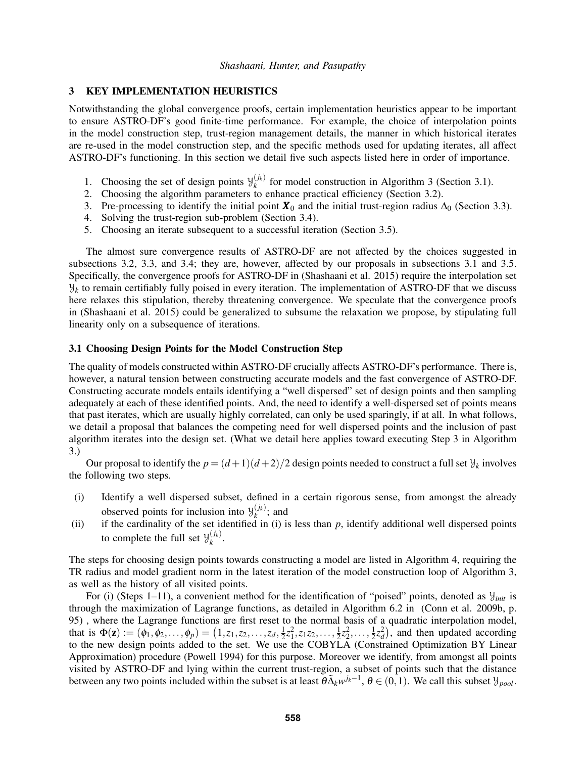## 3 KEY IMPLEMENTATION HEURISTICS

Notwithstanding the global convergence proofs, certain implementation heuristics appear to be important to ensure ASTRO-DF's good finite-time performance. For example, the choice of interpolation points in the model construction step, trust-region management details, the manner in which historical iterates are re-used in the model construction step, and the specific methods used for updating iterates, all affect ASTRO-DF's functioning. In this section we detail five such aspects listed here in order of importance.

1. Choosing the set of design points $\mathcal{Y}_k^{(j_k)}$ for model construction in Algorithm 3 (Section 3.1).
2. Choosing the algorithm parameters to enhance practical efficiency (Section 3.2).
3. Pre-processing to identify the initial point $\boldsymbol{X}_0$ and the initial trust-region radius $\Delta_0$ (Section 3.3).
4. Solving the trust-region sub-problem (Section 3.4).
5. Choosing an iterate subsequent to a successful iteration (Section 3.5).

The almost sure convergence results of ASTRO-DF are not affected by the choices suggested in subsections 3.2, 3.3, and 3.4; they are, however, affected by our proposals in subsections 3.1 and 3.5. Specifically, the convergence proofs for ASTRO-DF in (Shashaani et al. 2015) require the interpolation set $\mathcal{Y}_k$ to remain certifiably fully poised in every iteration. The implementation of ASTRO-DF that we discuss here relaxes this stipulation, thereby threatening convergence. We speculate that the convergence proofs in (Shashaani et al. 2015) could be generalized to subsume the relaxation we propose, by stipulating full linearity only on a subsequence of iterations.

### 3.1 Choosing Design Points for the Model Construction Step

The quality of models constructed within ASTRO-DF crucially affects ASTRO-DF's performance. There is, however, a natural tension between constructing accurate models and the fast convergence of ASTRO-DF. Constructing accurate models entails identifying a "well dispersed" set of design points and then sampling adequately at each of these identified points. And, the need to identify a well-dispersed set of points means that past iterates, which are usually highly correlated, can only be used sparingly, if at all. In what follows, we detail a proposal that balances the competing need for well dispersed points and the inclusion of past algorithm iterates into the design set. (What we detail here applies toward executing Step 3 in Algorithm 3.)

Our proposal to identify the $p = (d+1)(d+2)/2$ design points needed to construct a full set $\mathcal{Y}_k$ involves the following two steps.

(i) Identify a well dispersed subset, defined in a certain rigorous sense, from amongst the already observed points for inclusion into $\mathcal{Y}_k^{(j_k)}$; and

(ii) if the cardinality of the set identified in (i) is less than $p$, identify additional well dispersed points to complete the full set $\mathcal{Y}_k^{(j_k)}$.

The steps for choosing design points towards constructing a model are listed in Algorithm 4, requiring the TR radius and model gradient norm in the latest iteration of the model construction loop of Algorithm 3, as well as the history of all visited points.

For (i) (Steps 1–11), a convenient method for the identification of "poised" points, denoted as $\mathcal{Y}_{init}$ is through the maximization of Lagrange functions, as detailed in Algorithm 6.2 in (Conn et al. 2009b, p. 95) , where the Lagrange functions are first reset to the normal basis of a quadratic interpolation model, that is $\Phi(\mathbf{z}) := (\phi_1, \phi_2, \ldots, \phi_p) = \left(1, z_1, z_2, \ldots, z_d, \frac{1}{2}z_1^2, z_1 z_2, \ldots, \frac{1}{2}z_2^2, \ldots, \frac{1}{2}z_d^2\right)$, and then updated according to the new design points added to the set. We use the COBYLA (Constrained Optimization BY Linear Approximation) procedure (Powell 1994) for this purpose. Moreover we identify, from amongst all points visited by ASTRO-DF and lying within the current trust-region, a subset of points such that the distance between any two points included within the subset is at least $\theta\tilde{\Delta}_k w^{j_k - 1}$, $\theta \in (0,1)$. We call this subset $\mathcal{Y}_{pool}$.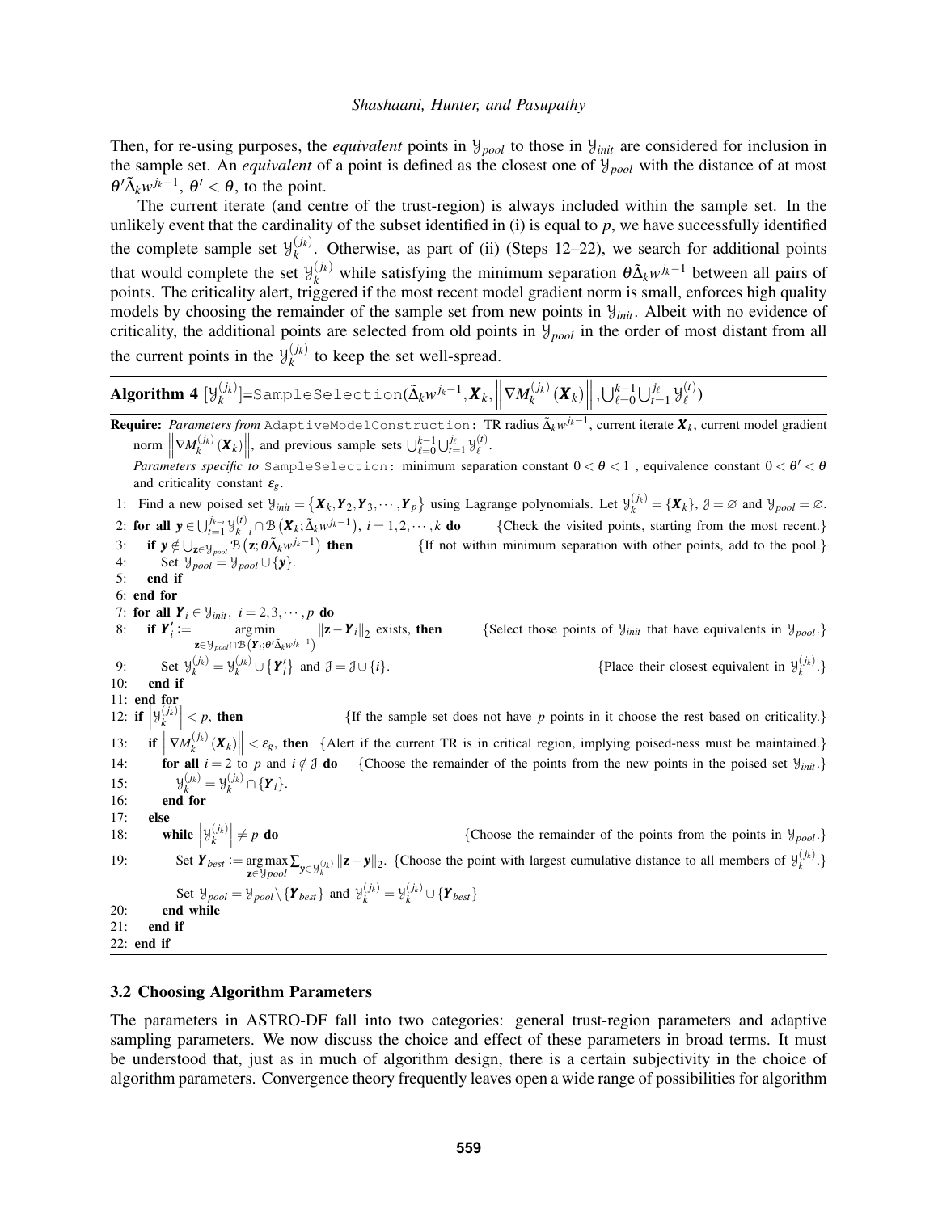Then, for re-using purposes, the *equivalent* points in $\mathcal{Y}_{pool}$ to those in $\mathcal{Y}_{init}$ are considered for inclusion in the sample set. An *equivalent* of a point is defined as the closest one of $\mathcal{Y}_{pool}$ with the distance of at most $\theta' \tilde{\Delta}_k w^{j_k - 1}$, $\theta' < \theta$, to the point.

The current iterate (and centre of the trust-region) is always included within the sample set. In the unlikely event that the cardinality of the subset identified in (i) is equal to $p$, we have successfully identified the complete sample set $\mathcal{Y}_k^{(j_k)}$. Otherwise, as part of (ii) (Steps 12–22), we search for additional points that would complete the set $\mathcal{Y}_k^{(j_k)}$ while satisfying the minimum separation $\theta \tilde{\Delta}_k w^{j_k - 1}$ between all pairs of points. The criticality alert, triggered if the most recent model gradient norm is small, enforces high quality models by choosing the remainder of the sample set from new points in $\mathcal{Y}_{init}$. Albeit with no evidence of criticality, the additional points are selected from old points in $\mathcal{Y}_{pool}$ in the order of most distant from all the current points in the $\mathcal{Y}_k^{(j_k)}$ to keep the set well-spread.

**Algorithm 4** $[\mathcal{Y}_k^{(j_k)}]$=`SampleSelection`($\tilde{\Delta}_k w^{j_k-1}, \boldsymbol{X}_k, \left\|\nabla M_k^{(j_k)}(\boldsymbol{X}_k)\right\|, \cup_{\ell=0}^{k-1} \cup_{t=1}^{j_\ell} \mathcal{Y}_\ell^{(t)}$)

**Require:** *Parameters from* `AdaptiveModelConstruction`: TR radius $\tilde{\Delta}_k w^{j_k-1}$, current iterate $\boldsymbol{X}_k$, current model gradient norm $\left\|\nabla M_k^{(j_k)}(\boldsymbol{X}_k)\right\|$, and previous sample sets $\bigcup_{\ell=0}^{k-1} \bigcup_{t=1}^{j_\ell} \mathcal{Y}_\ell^{(t)}$.
*Parameters specific to* `SampleSelection`: minimum separation constant $0 < \theta < 1$ , equivalence constant $0 < \theta' < \theta$ and criticality constant $\varepsilon_g$.

```
1: Find a new poised set Y_init = {X_k, Y_2, Y_3, ..., Y_p} using Lagrange polynomials. Let Y_k^(j_k) = {X_k}, J = ∅ and Y_pool = ∅.
2: for all y ∈ ∪_{t=1}^{j_{k-i}} Y_{k-i}^(t) ∩ B(X_k; Δ̃_k w^{j_k-1}), i = 1,2,...,k do   {Check the visited points, starting from the most recent.}
3:    if y ∉ ∪_{z∈Y_pool} B(z; θΔ̃_k w^{j_k-1}) then   {If not within minimum separation with other points, add to the pool.}
4:       Set Y_pool = Y_pool ∪ {y}.
5:    end if
6: end for
7: for all Y_i ∈ Y_init, i = 2,3,...,p do
8:    if Y'_i := argmin_{z ∈ Y_pool ∩ B(Y_i; θ'Δ̃_k w^{j_k-1})} ||z − Y_i||_2 exists, then   {Select those points of Y_init that have equivalents in Y_pool.}
9:       Set Y_k^(j_k) = Y_k^(j_k) ∪ {Y'_i} and J = J ∪ {i}.   {Place their closest equivalent in Y_k^(j_k).}
10:   end if
11: end for
12: if |Y_k^(j_k)| < p, then   {If the sample set does not have p points in it choose the rest based on criticality.}
13:    if ||∇M_k^(j_k)(X_k)|| < ε_g, then   {Alert if the current TR is in critical region, implying poised-ness must be maintained.}
14:       for all i = 2 to p and i ∉ J do   {Choose the remainder of the points from the new points in the poised set Y_init.}
15:          Y_k^(j_k) = Y_k^(j_k) ∩ {Y_i}.
16:       end for
17:    else
18:       while |Y_k^(j_k)| ≠ p do   {Choose the remainder of the points from the points in Y_pool.}
19:          Set Y_best := argmax_{z∈Y_pool} Σ_{y∈Y_k^(j_k)} ||z − y||_2. {Choose the point with largest cumulative distance to all members of Y_k^(j_k).}
            Set Y_pool = Y_pool \ {Y_best} and Y_k^(j_k) = Y_k^(j_k) ∪ {Y_best}
20:       end while
21:    end if
22: end if
```

### 3.2 Choosing Algorithm Parameters

The parameters in ASTRO-DF fall into two categories: general trust-region parameters and adaptive sampling parameters. We now discuss the choice and effect of these parameters in broad terms. It must be understood that, just as in much of algorithm design, there is a certain subjectivity in the choice of algorithm parameters. Convergence theory frequently leaves open a wide range of possibilities for algorithm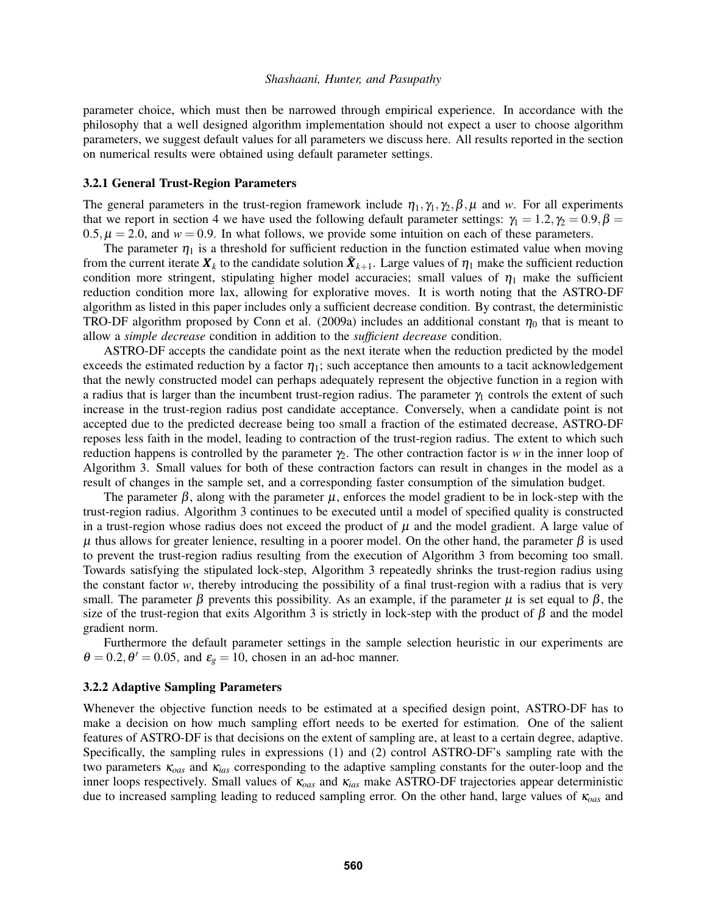parameter choice, which must then be narrowed through empirical experience. In accordance with the philosophy that a well designed algorithm implementation should not expect a user to choose algorithm parameters, we suggest default values for all parameters we discuss here. All results reported in the section on numerical results were obtained using default parameter settings.

### 3.2.1 General Trust-Region Parameters

The general parameters in the trust-region framework include $\eta_1, \gamma_1, \gamma_2, \beta, \mu$ and $w$. For all experiments that we report in section 4 we have used the following default parameter settings: $\gamma_1 = 1.2, \gamma_2 = 0.9, \beta = 0.5, \mu = 2.0$, and $w = 0.9$. In what follows, we provide some intuition on each of these parameters.

The parameter $\eta_1$ is a threshold for sufficient reduction in the function estimated value when moving from the current iterate $\boldsymbol{X}_k$ to the candidate solution $\tilde{\boldsymbol{X}}_{k+1}$. Large values of $\eta_1$ make the sufficient reduction condition more stringent, stipulating higher model accuracies; small values of $\eta_1$ make the sufficient reduction condition more lax, allowing for explorative moves. It is worth noting that the ASTRO-DF algorithm as listed in this paper includes only a sufficient decrease condition. By contrast, the deterministic TRO-DF algorithm proposed by Conn et al. (2009a) includes an additional constant $\eta_0$ that is meant to allow a *simple decrease* condition in addition to the *sufficient decrease* condition.

ASTRO-DF accepts the candidate point as the next iterate when the reduction predicted by the model exceeds the estimated reduction by a factor $\eta_1$; such acceptance then amounts to a tacit acknowledgement that the newly constructed model can perhaps adequately represent the objective function in a region with a radius that is larger than the incumbent trust-region radius. The parameter $\gamma_1$ controls the extent of such increase in the trust-region radius post candidate acceptance. Conversely, when a candidate point is not accepted due to the predicted decrease being too small a fraction of the estimated decrease, ASTRO-DF reposes less faith in the model, leading to contraction of the trust-region radius. The extent to which such reduction happens is controlled by the parameter $\gamma_2$. The other contraction factor is $w$ in the inner loop of Algorithm 3. Small values for both of these contraction factors can result in changes in the model as a result of changes in the sample set, and a corresponding faster consumption of the simulation budget.

The parameter $\beta$, along with the parameter $\mu$, enforces the model gradient to be in lock-step with the trust-region radius. Algorithm 3 continues to be executed until a model of specified quality is constructed in a trust-region whose radius does not exceed the product of $\mu$ and the model gradient. A large value of $\mu$ thus allows for greater lenience, resulting in a poorer model. On the other hand, the parameter $\beta$ is used to prevent the trust-region radius resulting from the execution of Algorithm 3 from becoming too small. Towards satisfying the stipulated lock-step, Algorithm 3 repeatedly shrinks the trust-region radius using the constant factor $w$, thereby introducing the possibility of a final trust-region with a radius that is very small. The parameter $\beta$ prevents this possibility. As an example, if the parameter $\mu$ is set equal to $\beta$, the size of the trust-region that exits Algorithm 3 is strictly in lock-step with the product of $\beta$ and the model gradient norm.

Furthermore the default parameter settings in the sample selection heuristic in our experiments are $\theta = 0.2, \theta' = 0.05$, and $\varepsilon_g = 10$, chosen in an ad-hoc manner.

### 3.2.2 Adaptive Sampling Parameters

Whenever the objective function needs to be estimated at a specified design point, ASTRO-DF has to make a decision on how much sampling effort needs to be exerted for estimation. One of the salient features of ASTRO-DF is that decisions on the extent of sampling are, at least to a certain degree, adaptive. Specifically, the sampling rules in expressions (1) and (2) control ASTRO-DF's sampling rate with the two parameters $\kappa_{oas}$ and $\kappa_{ias}$ corresponding to the adaptive sampling constants for the outer-loop and the inner loops respectively. Small values of $\kappa_{oas}$ and $\kappa_{ias}$ make ASTRO-DF trajectories appear deterministic due to increased sampling leading to reduced sampling error. On the other hand, large values of $\kappa_{oas}$ and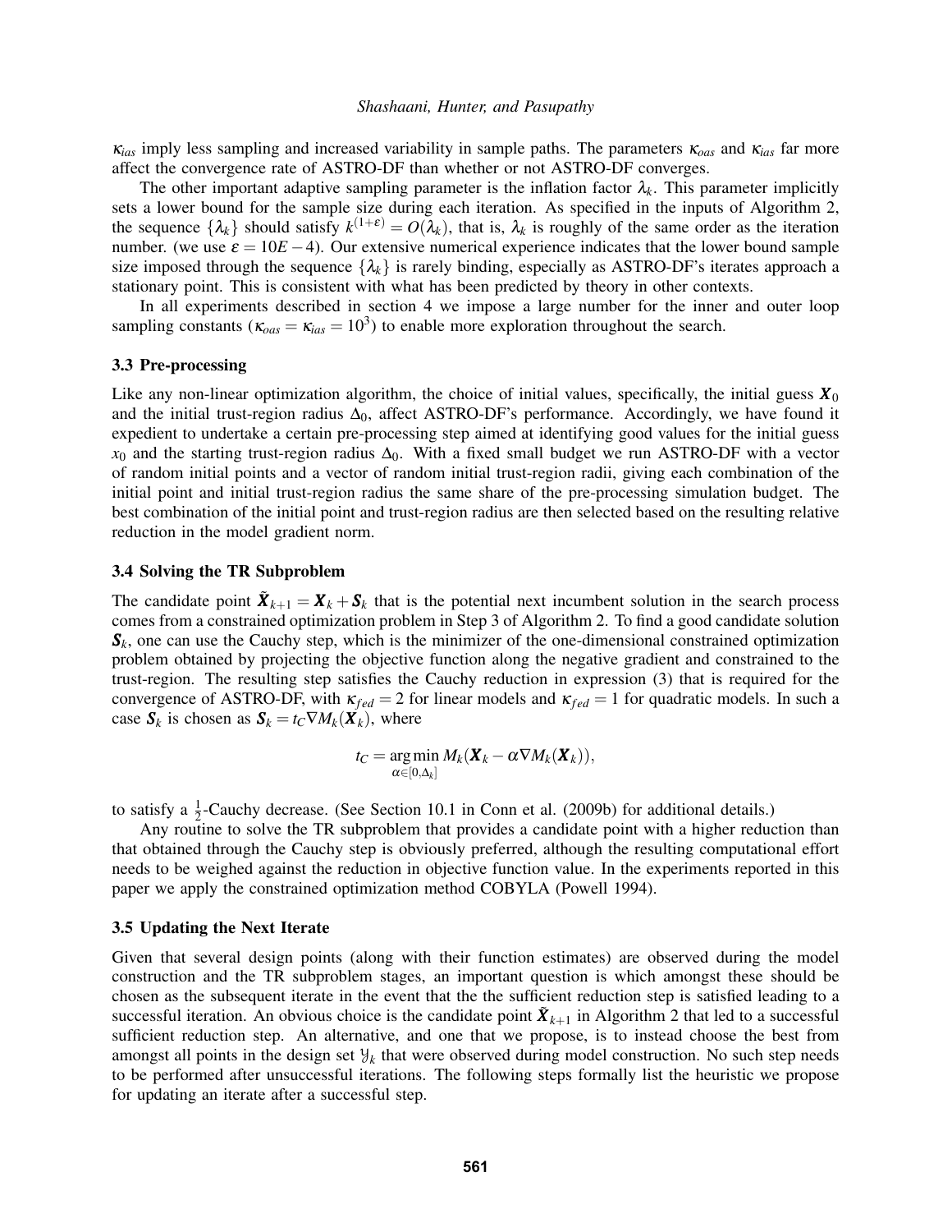$\kappa_{ias}$ imply less sampling and increased variability in sample paths. The parameters $\kappa_{oas}$ and $\kappa_{ias}$ far more affect the convergence rate of ASTRO-DF than whether or not ASTRO-DF converges.

The other important adaptive sampling parameter is the inflation factor $\lambda_k$. This parameter implicitly sets a lower bound for the sample size during each iteration. As specified in the inputs of Algorithm 2, the sequence $\{\lambda_k\}$ should satisfy $k^{(1+\varepsilon)} = O(\lambda_k)$, that is, $\lambda_k$ is roughly of the same order as the iteration number. (we use $\varepsilon = 10E-4$). Our extensive numerical experience indicates that the lower bound sample size imposed through the sequence $\{\lambda_k\}$ is rarely binding, especially as ASTRO-DF's iterates approach a stationary point. This is consistent with what has been predicted by theory in other contexts.

In all experiments described in section 4 we impose a large number for the inner and outer loop sampling constants ($\kappa_{oas} = \kappa_{ias} = 10^3$) to enable more exploration throughout the search.

### 3.3 Pre-processing

Like any non-linear optimization algorithm, the choice of initial values, specifically, the initial guess $\boldsymbol{X}_0$ and the initial trust-region radius $\Delta_0$, affect ASTRO-DF's performance. Accordingly, we have found it expedient to undertake a certain pre-processing step aimed at identifying good values for the initial guess $x_0$ and the starting trust-region radius $\Delta_0$. With a fixed small budget we run ASTRO-DF with a vector of random initial points and a vector of random initial trust-region radii, giving each combination of the initial point and initial trust-region radius the same share of the pre-processing simulation budget. The best combination of the initial point and trust-region radius are then selected based on the resulting relative reduction in the model gradient norm.

### 3.4 Solving the TR Subproblem

The candidate point $\tilde{\boldsymbol{X}}_{k+1} = \boldsymbol{X}_k + \boldsymbol{S}_k$ that is the potential next incumbent solution in the search process comes from a constrained optimization problem in Step 3 of Algorithm 2. To find a good candidate solution $\boldsymbol{S}_k$, one can use the Cauchy step, which is the minimizer of the one-dimensional constrained optimization problem obtained by projecting the objective function along the negative gradient and constrained to the trust-region. The resulting step satisfies the Cauchy reduction in expression (3) that is required for the convergence of ASTRO-DF, with $\kappa_{fed} = 2$ for linear models and $\kappa_{fed} = 1$ for quadratic models. In such a case $\boldsymbol{S}_k$ is chosen as $\boldsymbol{S}_k = t_C \nabla M_k(\boldsymbol{X}_k)$, where

$$t_C = \underset{\alpha \in [0,\Delta_k]}{\arg\min}\, M_k(\boldsymbol{X}_k - \alpha \nabla M_k(\boldsymbol{X}_k)),$$

to satisfy a $\frac{1}{2}$-Cauchy decrease. (See Section 10.1 in Conn et al. (2009b) for additional details.)

Any routine to solve the TR subproblem that provides a candidate point with a higher reduction than that obtained through the Cauchy step is obviously preferred, although the resulting computational effort needs to be weighed against the reduction in objective function value. In the experiments reported in this paper we apply the constrained optimization method COBYLA (Powell 1994).

### 3.5 Updating the Next Iterate

Given that several design points (along with their function estimates) are observed during the model construction and the TR subproblem stages, an important question is which amongst these should be chosen as the subsequent iterate in the event that the the sufficient reduction step is satisfied leading to a successful iteration. An obvious choice is the candidate point $\tilde{\boldsymbol{X}}_{k+1}$ in Algorithm 2 that led to a successful sufficient reduction step. An alternative, and one that we propose, is to instead choose the best from amongst all points in the design set $\mathcal{Y}_k$ that were observed during model construction. No such step needs to be performed after unsuccessful iterations. The following steps formally list the heuristic we propose for updating an iterate after a successful step.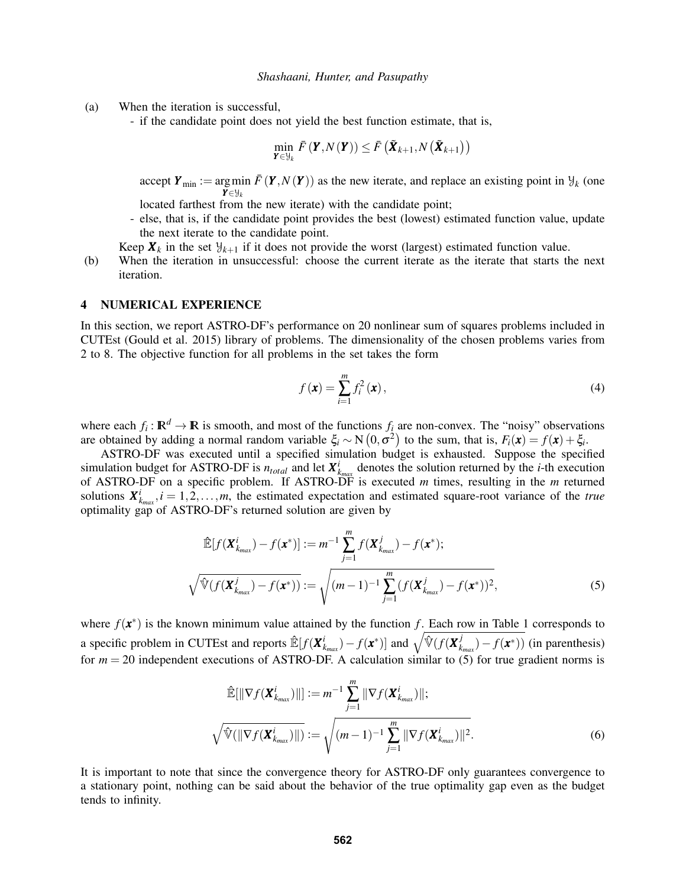(a) When the iteration is successful,

- if the candidate point does not yield the best function estimate, that is,

$$\min_{\boldsymbol{Y}\in\mathcal{Y}_k} \bar{F}\left(\boldsymbol{Y},N\left(\boldsymbol{Y}\right)\right) \leq \bar{F}\left(\tilde{\boldsymbol{X}}_{k+1},N\left(\tilde{\boldsymbol{X}}_{k+1}\right)\right)$$

  accept $\boldsymbol{Y}_{\min} := \underset{\boldsymbol{Y}\in\mathcal{Y}_k}{\arg\min}\, \bar{F}\left(\boldsymbol{Y},N\left(\boldsymbol{Y}\right)\right)$ as the new iterate, and replace an existing point in $\mathcal{Y}_k$ (one located farthest from the new iterate) with the candidate point;

- else, that is, if the candidate point provides the best (lowest) estimated function value, update the next iterate to the candidate point.

Keep $\boldsymbol{X}_k$ in the set $\mathcal{Y}_{k+1}$ if it does not provide the worst (largest) estimated function value.

(b) When the iteration in unsuccessful: choose the current iterate as the iterate that starts the next iteration.

## 4 NUMERICAL EXPERIENCE

In this section, we report ASTRO-DF's performance on 20 nonlinear sum of squares problems included in CUTEst (Gould et al. 2015) library of problems. The dimensionality of the chosen problems varies from 2 to 8. The objective function for all problems in the set takes the form

$$f\left(\boldsymbol{x}\right) = \sum_{i=1}^{m} f_i^2\left(\boldsymbol{x}\right), \tag{4}$$

where each $f_i : \mathbb{R}^d \to \mathbb{R}$ is smooth, and most of the functions $f_i$ are non-convex. The "noisy" observations are obtained by adding a normal random variable $\xi_i \sim \mathrm{N}\left(0,\sigma^2\right)$ to the sum, that is, $F_i(\boldsymbol{x}) = f(\boldsymbol{x}) + \xi_i$.

ASTRO-DF was executed until a specified simulation budget is exhausted. Suppose the specified simulation budget for ASTRO-DF is $n_{total}$ and let $\boldsymbol{X}^i_{k_{max}}$ denotes the solution returned by the $i$-th execution of ASTRO-DF on a specific problem. If ASTRO-DF is executed $m$ times, resulting in the $m$ returned solutions $\boldsymbol{X}^i_{k_{max}}, i = 1,2,\ldots,m$, the estimated expectation and estimated square-root variance of the *true* optimality gap of ASTRO-DF's returned solution are given by

$$\begin{aligned}
\hat{\mathbb{E}}[f(\boldsymbol{X}^i_{k_{max}}) - f(\boldsymbol{x}^*)] &:= m^{-1}\sum_{j=1}^{m} f(\boldsymbol{X}^j_{k_{max}}) - f(\boldsymbol{x}^*);\\
\sqrt{\hat{\mathbb{V}}(f(\boldsymbol{X}^j_{k_{max}}) - f(\boldsymbol{x}^*))} &:= \sqrt{(m-1)^{-1}\sum_{j=1}^{m}(f(\boldsymbol{X}^j_{k_{max}}) - f(\boldsymbol{x}^*))^2},
\end{aligned} \tag{5}$$

where $f(\boldsymbol{x}^*)$ is the known minimum value attained by the function $f$. Each row in Table 1 corresponds to a specific problem in CUTEst and reports $\hat{\mathbb{E}}[f(\boldsymbol{X}^i_{k_{max}}) - f(\boldsymbol{x}^*)]$ and $\sqrt{\hat{\mathbb{V}}(f(\boldsymbol{X}^j_{k_{max}}) - f(\boldsymbol{x}^*))}$ (in parenthesis) for $m = 20$ independent executions of ASTRO-DF. A calculation similar to (5) for true gradient norms is

$$\begin{aligned}
\hat{\mathbb{E}}[\|\nabla f(\boldsymbol{X}^i_{k_{max}})\|] &:= m^{-1}\sum_{j=1}^{m} \|\nabla f(\boldsymbol{X}^i_{k_{max}})\|;\\
\sqrt{\hat{\mathbb{V}}(\|\nabla f(\boldsymbol{X}^i_{k_{max}})\|)} &:= \sqrt{(m-1)^{-1}\sum_{j=1}^{m} \|\nabla f(\boldsymbol{X}^i_{k_{max}})\|^2}.
\end{aligned} \tag{6}$$

It is important to note that since the convergence theory for ASTRO-DF only guarantees convergence to a stationary point, nothing can be said about the behavior of the true optimality gap even as the budget tends to infinity.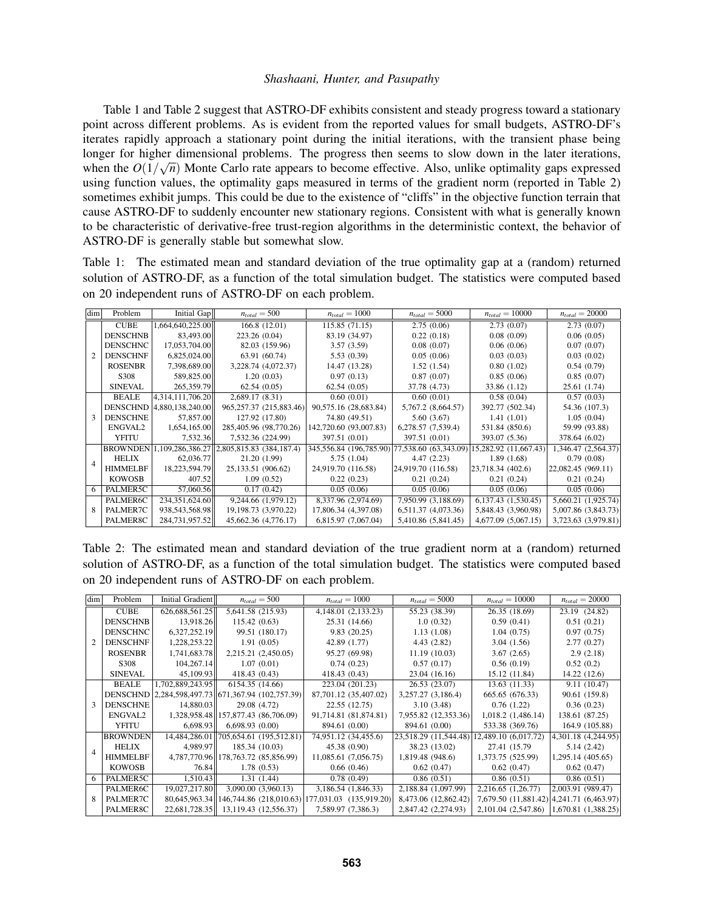Table 1 and Table 2 suggest that ASTRO-DF exhibits consistent and steady progress toward a stationary point across different problems. As is evident from the reported values for small budgets, ASTRO-DF's iterates rapidly approach a stationary point during the initial iterations, with the transient phase being longer for higher dimensional problems. The progress then seems to slow down in the later iterations, when the $O(1/\sqrt{n})$ Monte Carlo rate appears to become effective. Also, unlike optimality gaps expressed using function values, the optimality gaps measured in terms of the gradient norm (reported in Table 2) sometimes exhibit jumps. This could be due to the existence of "cliffs" in the objective function terrain that cause ASTRO-DF to suddenly encounter new stationary regions. Consistent with what is generally known to be characteristic of derivative-free trust-region algorithms in the deterministic context, the behavior of ASTRO-DF is generally stable but somewhat slow.

Table 1: The estimated mean and standard deviation of the true optimality gap at a (random) returned solution of ASTRO-DF, as a function of the total simulation budget. The statistics were computed based on 20 independent runs of ASTRO-DF on each problem.

| dim | Problem | Initial Gap | $n_{total} = 500$ | $n_{total} = 1000$ | $n_{total} = 5000$ | $n_{total} = 10000$ | $n_{total} = 20000$ |
|---|---|---|---|---|---|---|---|
| 2 | CUBE | 1,664,640,225.00 | 166.8 (12.01) | 115.85 (71.15) | 2.75 (0.06) | 2.73 (0.07) | 2.73 (0.07) |
| | DENSCHNB | 83,493.00 | 223.26 (0.04) | 83.19 (34.97) | 0.22 (0.18) | 0.08 (0.09) | 0.06 (0.05) |
| | DENSCHNC | 17,053,704.00 | 82.03 (159.96) | 3.57 (3.59) | 0.08 (0.07) | 0.06 (0.06) | 0.07 (0.07) |
| | DENSCHNF | 6,825,024.00 | 63.91 (60.74) | 5.53 (0.39) | 0.05 (0.06) | 0.03 (0.03) | 0.03 (0.02) |
| | ROSENBR | 7,398,689.00 | 3,228.74 (4,072.37) | 14.47 (13.28) | 1.52 (1.54) | 0.80 (1.02) | 0.54 (0.79) |
| | S308 | 589,825.00 | 1.20 (0.03) | 0.97 (0.13) | 0.87 (0.07) | 0.85 (0.06) | 0.85 (0.07) |
| | SINEVAL | 265,359.79 | 62.54 (0.05) | 62.54 (0.05) | 37.78 (4.73) | 33.86 (1.12) | 25.61 (1.74) |
| 3 | BEALE | 4,314,111,706.20 | 2,689.17 (8.31) | 0.60 (0.01) | 0.60 (0.01) | 0.58 (0.04) | 0.57 (0.03) |
| | DENSCHND | 4,880,138,240.00 | 965,257.37 (215,883.46) | 90,575.16 (28,683.84) | 5,767.2 (8,664.57) | 392.77 (502.34) | 54.36 (107.3) |
| | DENSCHNE | 57,857.00 | 127.92 (17.80) | 74.80 (49.51) | 5.60 (3.67) | 1.41 (1.01) | 1.05 (0.04) |
| | ENGVAL2 | 1,654,165.00 | 285,405.96 (98,770.26) | 142,720.60 (93,007.83) | 6,278.57 (7,539.4) | 531.84 (850.6) | 59.99 (93.88) |
| | YFITU | 7,532.36 | 7,532.36 (224.99) | 397.51 (0.01) | 397.51 (0.01) | 393.07 (5.36) | 378.64 (6.02) |
| 4 | BROWNDEN | 1,109,286,386.27 | 2,805,815.83 (384,187.4) | 345,556.84 (196,785.90) | 77,538.60 (63,343.09) | 15,282.92 (11,667.43) | 1,346.47 (2,564.37) |
| | HELIX | 62,036.77 | 21.20 (1.99) | 5.75 (1.04) | 4.47 (2.23) | 1.89 (1.68) | 0.79 (0.08) |
| | HIMMELBF | 18,223,594.79 | 25,133.51 (906.62) | 24,919.70 (116.58) | 24,919.70 (116.58) | 23,718.34 (402.6) | 22,082.45 (969.11) |
| | KOWOSB | 407.52 | 1.09 (0.52) | 0.22 (0.23) | 0.21 (0.24) | 0.21 (0.24) | 0.21 (0.24) |
| 6 | PALMER5C | 57,060.56 | 0.17 (0.42) | 0.05 (0.06) | 0.05 (0.06) | 0.05 (0.06) | 0.05 (0.06) |
| 8 | PALMER6C | 234,351,624.60 | 9,244.66 (1,979.12) | 8,337.96 (2,974.69) | 7,950.99 (3,188.69) | 6,137.43 (1,530.45) | 5,660.21 (1,925.74) |
| | PALMER7C | 938,543,568.98 | 19,198.73 (3,970.22) | 17,806.34 (4,397.08) | 6,511.37 (4,073.36) | 5,848.43 (3,960.98) | 5,007.86 (3,843.73) |
| | PALMER8C | 284,731,957.52 | 45,662.36 (4,776.17) | 6,815.97 (7,067.04) | 5,410.86 (5,841.45) | 4,677.09 (5,067.15) | 3,723.63 (3,979.81) |

Table 2: The estimated mean and standard deviation of the true gradient norm at a (random) returned solution of ASTRO-DF, as a function of the total simulation budget. The statistics were computed based on 20 independent runs of ASTRO-DF on each problem.

| dim | Problem | Initial Gradient | $n_{total} = 500$ | $n_{total} = 1000$ | $n_{total} = 5000$ | $n_{total} = 10000$ | $n_{total} = 20000$ |
|---|---|---|---|---|---|---|---|
| 2 | CUBE | 626,688,561.25 | 5,641.58 (215.93) | 4,148.01 (2,133.23) | 55.23 (38.39) | 26.35 (18.69) | 23.19 (24.82) |
| | DENSCHNB | 13,918.26 | 115.42 (0.63) | 25.31 (14.66) | 1.0 (0.32) | 0.59 (0.41) | 0.51 (0.21) |
| | DENSCHNC | 6,327,252.19 | 99.51 (180.17) | 9.83 (20.25) | 1.13 (1.08) | 1.04 (0.75) | 0.97 (0.75) |
| | DENSCHNF | 1,228,253.22 | 1.91 (0.05) | 42.89 (1.77) | 4.43 (2.82) | 3.04 (1.56) | 2.77 (0.27) |
| | ROSENBR | 1,741,683.78 | 2,215.21 (2,450.05) | 95.27 (69.98) | 11.19 (10.03) | 3.67 (2.65) | 2.9 (2.18) |
| | S308 | 104,267.14 | 1.07 (0.01) | 0.74 (0.23) | 0.57 (0.17) | 0.56 (0.19) | 0.52 (0.2) |
| | SINEVAL | 45,109.93 | 418.43 (0.43) | 418.43 (0.43) | 23.04 (16.16) | 15.12 (11.84) | 14.22 (12.6) |
| 3 | BEALE | 1,702,889,243.95 | 6154.35 (14.66) | 223.04 (201.23) | 26.53 (23.07) | 13.63 (11.33) | 9.11 (10.47) |
| | DENSCHND | 2,284,598,497.73 | 671,367.94 (102,757.39) | 87,701.12 (35,407.02) | 3,257.27 (3,186.4) | 665.65 (676.33) | 90.61 (159.8) |
| | DENSCHNE | 14,880.03 | 29.08 (4.72) | 22.55 (12.75) | 3.10 (3.48) | 0.76 (1.22) | 0.36 (0.23) |
| | ENGVAL2 | 1,328,958.48 | 157,877.43 (86,706.09) | 91,714.81 (81,874.81) | 7,955.82 (12,353.36) | 1,018.2 (1,486.14) | 138.61 (87.25) |
| | YFITU | 6,698.93 | 6,698.93 (0.00) | 894.61 (0.00) | 894.61 (0.00) | 533.38 (369.76) | 164.9 (105.88) |
| 4 | BROWNDEN | 14,484,286.01 | 705,654.61 (195,512.81) | 74,951.12 (34,455.6) | 23,518.29 (11,544.48) | 12,489.10 (6,017.72) | 4,301.18 (4,244.95) |
| | HELIX | 4,989.97 | 185.34 (10.03) | 45.38 (0.90) | 38.23 (13.02) | 27.41 (15.79 | 5.14 (2.42) |
| | HIMMELBF | 4,787,770.96 | 178,763.72 (85,856.99) | 11,085.61 (7,056.75) | 1,819.48 (948.6) | 1,373.75 (525.99) | 1,295.14 (405.65) |
| | KOWOSB | 76.84 | 1.78 (0.53) | 0.66 (0.46) | 0.62 (0.47) | 0.62 (0.47) | 0.62 (0.47) |
| 6 | PALMER5C | 1,510.43 | 1.31 (1.44) | 0.78 (0.49) | 0.86 (0.51) | 0.86 (0.51) | 0.86 (0.51) |
| 8 | PALMER6C | 19,027,217.80 | 3,090.00 (3,960.13) | 3,186.54 (1,846.33) | 2,188.84 (1,097.99) | 2,216.65 (1,26.77) | 2,003.91 (989.47) |
| | PALMER7C | 80,645,963.34 | 146,744.86 (218,010.63) | 177,031.03 (135,919.20) | 8,473.06 (12,862.42) | 7,679.50 (11,881.42) | 4,241.71 (6,463.97) |
| | PALMER8C | 22,681,728.35 | 13,119.43 (12,556.37) | 7,589.97 (7,386.3) | 2,847.42 (2,274.93) | 2,101.04 (2,547.86) | 1,670.81 (1,388.25) |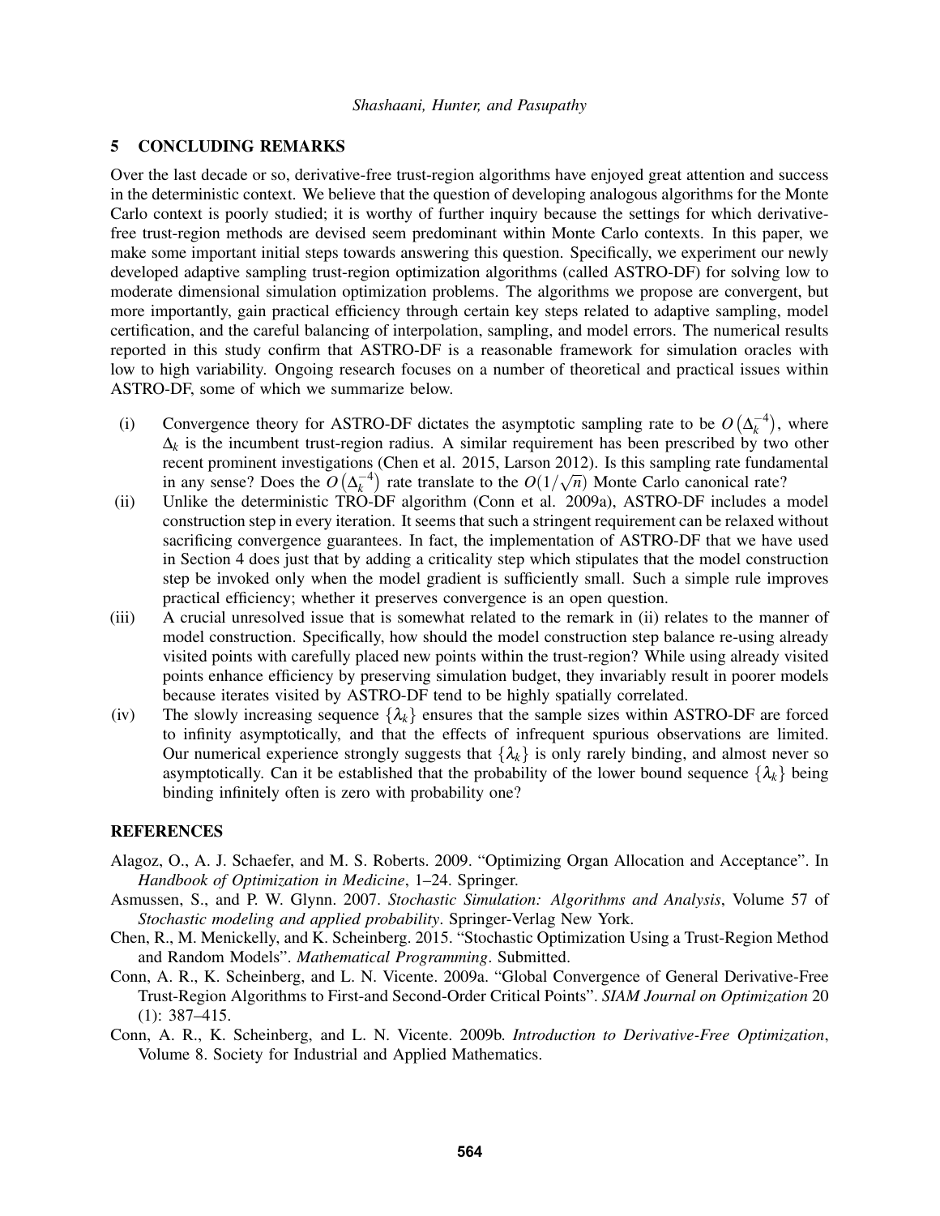## 5 CONCLUDING REMARKS

Over the last decade or so, derivative-free trust-region algorithms have enjoyed great attention and success in the deterministic context. We believe that the question of developing analogous algorithms for the Monte Carlo context is poorly studied; it is worthy of further inquiry because the settings for which derivative-free trust-region methods are devised seem predominant within Monte Carlo contexts. In this paper, we make some important initial steps towards answering this question. Specifically, we experiment our newly developed adaptive sampling trust-region optimization algorithms (called ASTRO-DF) for solving low to moderate dimensional simulation optimization problems. The algorithms we propose are convergent, but more importantly, gain practical efficiency through certain key steps related to adaptive sampling, model certification, and the careful balancing of interpolation, sampling, and model errors. The numerical results reported in this study confirm that ASTRO-DF is a reasonable framework for simulation oracles with low to high variability. Ongoing research focuses on a number of theoretical and practical issues within ASTRO-DF, some of which we summarize below.

(i) Convergence theory for ASTRO-DF dictates the asymptotic sampling rate to be $O\left(\Delta_k^{-4}\right)$, where $\Delta_k$ is the incumbent trust-region radius. A similar requirement has been prescribed by two other recent prominent investigations (Chen et al. 2015, Larson 2012). Is this sampling rate fundamental in any sense? Does the $O\left(\Delta_k^{-4}\right)$ rate translate to the $O(1/\sqrt{n})$ Monte Carlo canonical rate?

(ii) Unlike the deterministic TRO-DF algorithm (Conn et al. 2009a), ASTRO-DF includes a model construction step in every iteration. It seems that such a stringent requirement can be relaxed without sacrificing convergence guarantees. In fact, the implementation of ASTRO-DF that we have used in Section 4 does just that by adding a criticality step which stipulates that the model construction step be invoked only when the model gradient is sufficiently small. Such a simple rule improves practical efficiency; whether it preserves convergence is an open question.

(iii) A crucial unresolved issue that is somewhat related to the remark in (ii) relates to the manner of model construction. Specifically, how should the model construction step balance re-using already visited points with carefully placed new points within the trust-region? While using already visited points enhance efficiency by preserving simulation budget, they invariably result in poorer models because iterates visited by ASTRO-DF tend to be highly spatially correlated.

(iv) The slowly increasing sequence $\{\lambda_k\}$ ensures that the sample sizes within ASTRO-DF are forced to infinity asymptotically, and that the effects of infrequent spurious observations are limited. Our numerical experience strongly suggests that $\{\lambda_k\}$ is only rarely binding, and almost never so asymptotically. Can it be established that the probability of the lower bound sequence $\{\lambda_k\}$ being binding infinitely often is zero with probability one?

## REFERENCES

Alagoz, O., A. J. Schaefer, and M. S. Roberts. 2009. "Optimizing Organ Allocation and Acceptance". In *Handbook of Optimization in Medicine*, 1–24. Springer.

Asmussen, S., and P. W. Glynn. 2007. *Stochastic Simulation: Algorithms and Analysis*, Volume 57 of *Stochastic modeling and applied probability*. Springer-Verlag New York.

Chen, R., M. Menickelly, and K. Scheinberg. 2015. "Stochastic Optimization Using a Trust-Region Method and Random Models". *Mathematical Programming*. Submitted.

Conn, A. R., K. Scheinberg, and L. N. Vicente. 2009a. "Global Convergence of General Derivative-Free Trust-Region Algorithms to First-and Second-Order Critical Points". *SIAM Journal on Optimization* 20 (1): 387–415.

Conn, A. R., K. Scheinberg, and L. N. Vicente. 2009b. *Introduction to Derivative-Free Optimization*, Volume 8. Society for Industrial and Applied Mathematics.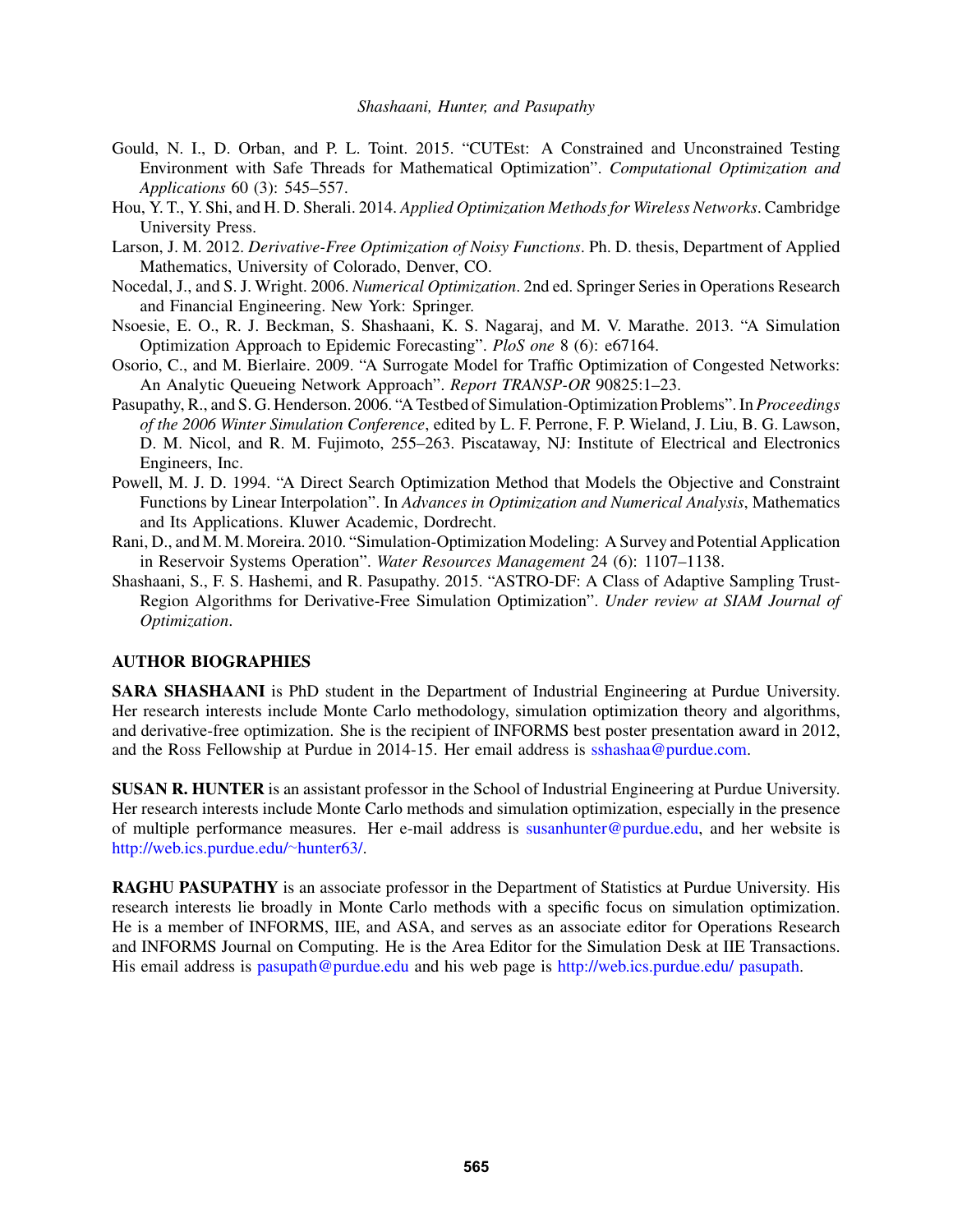Gould, N. I., D. Orban, and P. L. Toint. 2015. "CUTEst: A Constrained and Unconstrained Testing Environment with Safe Threads for Mathematical Optimization". *Computational Optimization and Applications* 60 (3): 545–557.

Hou, Y. T., Y. Shi, and H. D. Sherali. 2014. *Applied Optimization Methods for Wireless Networks*. Cambridge University Press.

Larson, J. M. 2012. *Derivative-Free Optimization of Noisy Functions*. Ph. D. thesis, Department of Applied Mathematics, University of Colorado, Denver, CO.

Nocedal, J., and S. J. Wright. 2006. *Numerical Optimization*. 2nd ed. Springer Series in Operations Research and Financial Engineering. New York: Springer.

Nsoesie, E. O., R. J. Beckman, S. Shashaani, K. S. Nagaraj, and M. V. Marathe. 2013. "A Simulation Optimization Approach to Epidemic Forecasting". *PloS one* 8 (6): e67164.

Osorio, C., and M. Bierlaire. 2009. "A Surrogate Model for Traffic Optimization of Congested Networks: An Analytic Queueing Network Approach". *Report TRANSP-OR* 90825:1–23.

Pasupathy, R., and S. G. Henderson. 2006. "A Testbed of Simulation-Optimization Problems". In *Proceedings of the 2006 Winter Simulation Conference*, edited by L. F. Perrone, F. P. Wieland, J. Liu, B. G. Lawson, D. M. Nicol, and R. M. Fujimoto, 255–263. Piscataway, NJ: Institute of Electrical and Electronics Engineers, Inc.

Powell, M. J. D. 1994. "A Direct Search Optimization Method that Models the Objective and Constraint Functions by Linear Interpolation". In *Advances in Optimization and Numerical Analysis*, Mathematics and Its Applications. Kluwer Academic, Dordrecht.

Rani, D., and M. M. Moreira. 2010. "Simulation-Optimization Modeling: A Survey and Potential Application in Reservoir Systems Operation". *Water Resources Management* 24 (6): 1107–1138.

Shashaani, S., F. S. Hashemi, and R. Pasupathy. 2015. "ASTRO-DF: A Class of Adaptive Sampling Trust-Region Algorithms for Derivative-Free Simulation Optimization". *Under review at SIAM Journal of Optimization*.

## AUTHOR BIOGRAPHIES

**SARA SHASHAANI** is PhD student in the Department of Industrial Engineering at Purdue University. Her research interests include Monte Carlo methodology, simulation optimization theory and algorithms, and derivative-free optimization. She is the recipient of INFORMS best poster presentation award in 2012, and the Ross Fellowship at Purdue in 2014-15. Her email address is sshashaa@purdue.com.

**SUSAN R. HUNTER** is an assistant professor in the School of Industrial Engineering at Purdue University. Her research interests include Monte Carlo methods and simulation optimization, especially in the presence of multiple performance measures. Her e-mail address is susanhunter@purdue.edu, and her website is http://web.ics.purdue.edu/~hunter63/.

**RAGHU PASUPATHY** is an associate professor in the Department of Statistics at Purdue University. His research interests lie broadly in Monte Carlo methods with a specific focus on simulation optimization. He is a member of INFORMS, IIE, and ASA, and serves as an associate editor for Operations Research and INFORMS Journal on Computing. He is the Area Editor for the Simulation Desk at IIE Transactions. His email address is pasupath@purdue.edu and his web page is http://web.ics.purdue.edu/ pasupath.